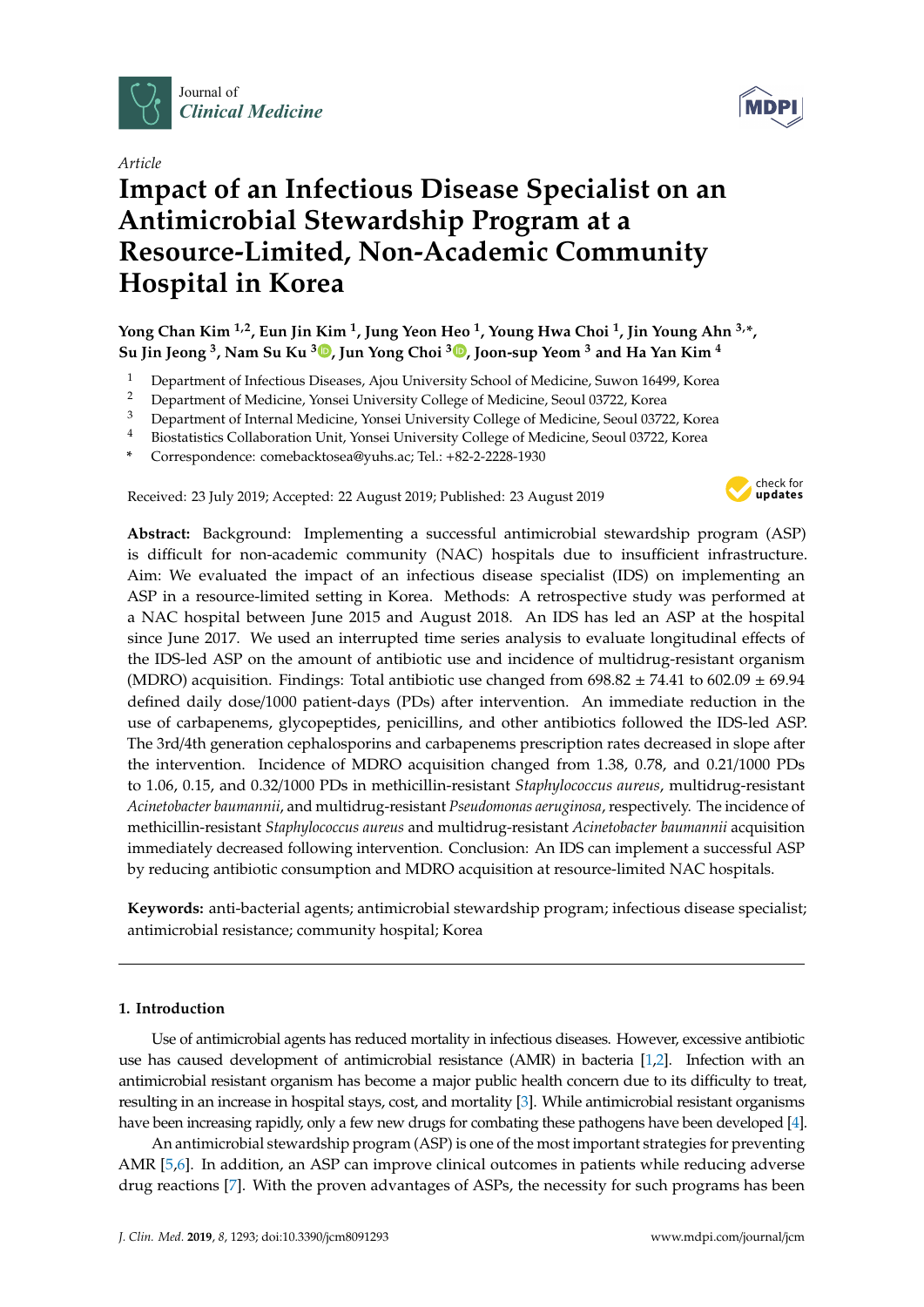Journal of
*Clinical Medicine*

*Article*

# Impact of an Infectious Disease Specialist on an Antimicrobial Stewardship Program at a Resource-Limited, Non-Academic Community Hospital in Korea

**Yong Chan Kim [1,2], Eun Jin Kim [1], Jung Yeon Heo [1], Young Hwa Choi [1], Jin Young Ahn [3,*], Su Jin Jeong [3], Nam Su Ku [3], Jun Yong Choi [3], Joon-sup Yeom [3] and Ha Yan Kim [4]**

1. Department of Infectious Diseases, Ajou University School of Medicine, Suwon 16499, Korea
2. Department of Medicine, Yonsei University College of Medicine, Seoul 03722, Korea
3. Department of Internal Medicine, Yonsei University College of Medicine, Seoul 03722, Korea
4. Biostatistics Collaboration Unit, Yonsei University College of Medicine, Seoul 03722, Korea

\* Correspondence: comebacktosea@yuhs.ac; Tel.: +82-2-2228-1930

Received: 23 July 2019; Accepted: 22 August 2019; Published: 23 August 2019

**Abstract:** Background: Implementing a successful antimicrobial stewardship program (ASP) is difficult for non-academic community (NAC) hospitals due to insufficient infrastructure. Aim: We evaluated the impact of an infectious disease specialist (IDS) on implementing an ASP in a resource-limited setting in Korea. Methods: A retrospective study was performed at a NAC hospital between June 2015 and August 2018. An IDS has led an ASP at the hospital since June 2017. We used an interrupted time series analysis to evaluate longitudinal effects of the IDS-led ASP on the amount of antibiotic use and incidence of multidrug-resistant organism (MDRO) acquisition. Findings: Total antibiotic use changed from 698.82 ± 74.41 to 602.09 ± 69.94 defined daily dose/1000 patient-days (PDs) after intervention. An immediate reduction in the use of carbapenems, glycopeptides, penicillins, and other antibiotics followed the IDS-led ASP. The 3rd/4th generation cephalosporins and carbapenems prescription rates decreased in slope after the intervention. Incidence of MDRO acquisition changed from 1.38, 0.78, and 0.21/1000 PDs to 1.06, 0.15, and 0.32/1000 PDs in methicillin-resistant *Staphylococcus aureus*, multidrug-resistant *Acinetobacter baumannii*, and multidrug-resistant *Pseudomonas aeruginosa*, respectively. The incidence of methicillin-resistant *Staphylococcus aureus* and multidrug-resistant *Acinetobacter baumannii* acquisition immediately decreased following intervention. Conclusion: An IDS can implement a successful ASP by reducing antibiotic consumption and MDRO acquisition at resource-limited NAC hospitals.

**Keywords:** anti-bacterial agents; antimicrobial stewardship program; infectious disease specialist; antimicrobial resistance; community hospital; Korea

## 1. Introduction

Use of antimicrobial agents has reduced mortality in infectious diseases. However, excessive antibiotic use has caused development of antimicrobial resistance (AMR) in bacteria [1,2]. Infection with an antimicrobial resistant organism has become a major public health concern due to its difficulty to treat, resulting in an increase in hospital stays, cost, and mortality [3]. While antimicrobial resistant organisms have been increasing rapidly, only a few new drugs for combating these pathogens have been developed [4].

An antimicrobial stewardship program (ASP) is one of the most important strategies for preventing AMR [5,6]. In addition, an ASP can improve clinical outcomes in patients while reducing adverse drug reactions [7]. With the proven advantages of ASPs, the necessity for such programs has been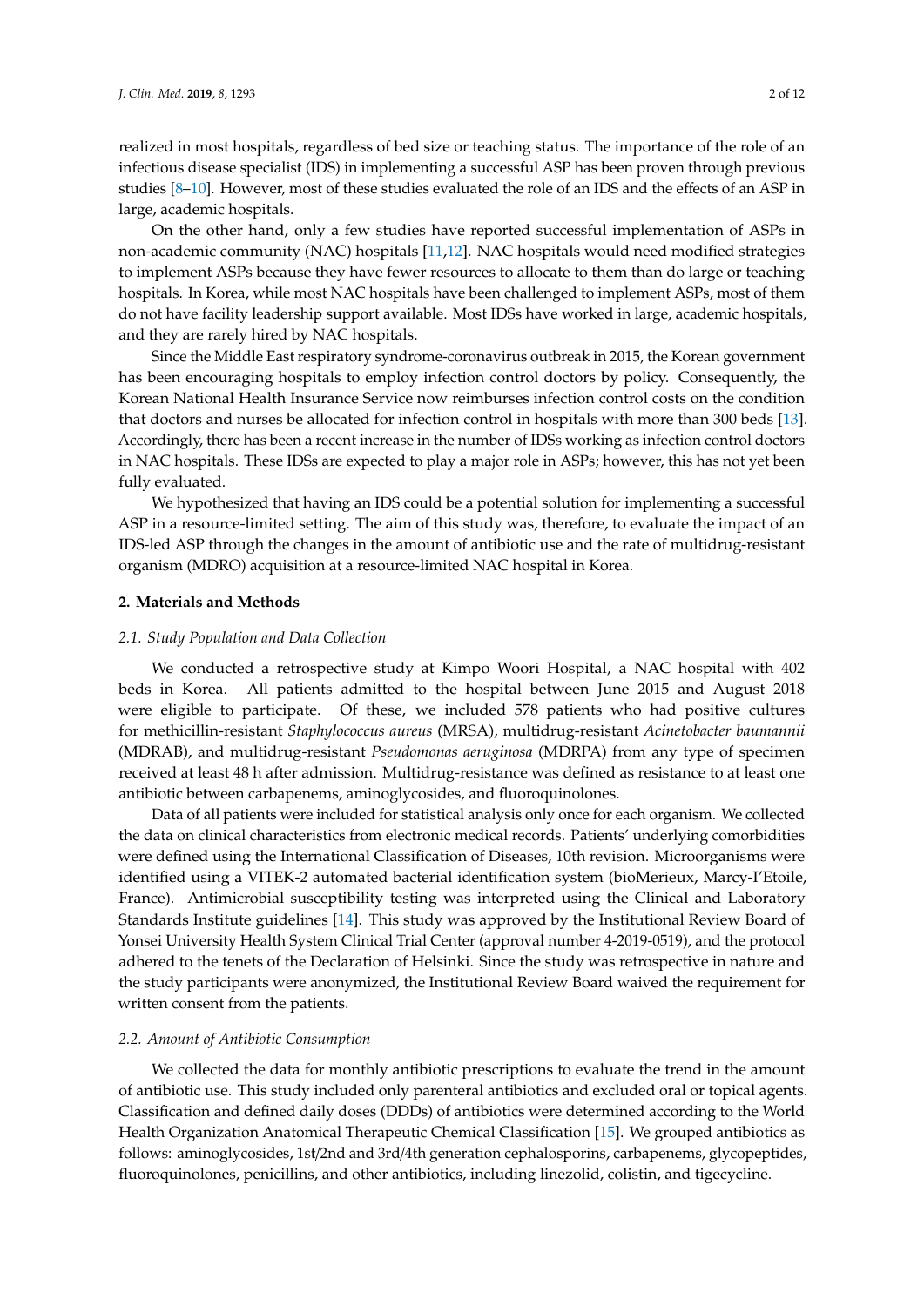realized in most hospitals, regardless of bed size or teaching status. The importance of the role of an infectious disease specialist (IDS) in implementing a successful ASP has been proven through previous studies [8–10]. However, most of these studies evaluated the role of an IDS and the effects of an ASP in large, academic hospitals.

On the other hand, only a few studies have reported successful implementation of ASPs in non-academic community (NAC) hospitals [11,12]. NAC hospitals would need modified strategies to implement ASPs because they have fewer resources to allocate to them than do large or teaching hospitals. In Korea, while most NAC hospitals have been challenged to implement ASPs, most of them do not have facility leadership support available. Most IDSs have worked in large, academic hospitals, and they are rarely hired by NAC hospitals.

Since the Middle East respiratory syndrome-coronavirus outbreak in 2015, the Korean government has been encouraging hospitals to employ infection control doctors by policy. Consequently, the Korean National Health Insurance Service now reimburses infection control costs on the condition that doctors and nurses be allocated for infection control in hospitals with more than 300 beds [13]. Accordingly, there has been a recent increase in the number of IDSs working as infection control doctors in NAC hospitals. These IDSs are expected to play a major role in ASPs; however, this has not yet been fully evaluated.

We hypothesized that having an IDS could be a potential solution for implementing a successful ASP in a resource-limited setting. The aim of this study was, therefore, to evaluate the impact of an IDS-led ASP through the changes in the amount of antibiotic use and the rate of multidrug-resistant organism (MDRO) acquisition at a resource-limited NAC hospital in Korea.

## 2. Materials and Methods

### 2.1. Study Population and Data Collection

We conducted a retrospective study at Kimpo Woori Hospital, a NAC hospital with 402 beds in Korea. All patients admitted to the hospital between June 2015 and August 2018 were eligible to participate. Of these, we included 578 patients who had positive cultures for methicillin-resistant *Staphylococcus aureus* (MRSA), multidrug-resistant *Acinetobacter baumannii* (MDRAB), and multidrug-resistant *Pseudomonas aeruginosa* (MDRPA) from any type of specimen received at least 48 h after admission. Multidrug-resistance was defined as resistance to at least one antibiotic between carbapenems, aminoglycosides, and fluoroquinolones.

Data of all patients were included for statistical analysis only once for each organism. We collected the data on clinical characteristics from electronic medical records. Patients' underlying comorbidities were defined using the International Classification of Diseases, 10th revision. Microorganisms were identified using a VITEK-2 automated bacterial identification system (bioMerieux, Marcy-I'Etoile, France). Antimicrobial susceptibility testing was interpreted using the Clinical and Laboratory Standards Institute guidelines [14]. This study was approved by the Institutional Review Board of Yonsei University Health System Clinical Trial Center (approval number 4-2019-0519), and the protocol adhered to the tenets of the Declaration of Helsinki. Since the study was retrospective in nature and the study participants were anonymized, the Institutional Review Board waived the requirement for written consent from the patients.

### 2.2. Amount of Antibiotic Consumption

We collected the data for monthly antibiotic prescriptions to evaluate the trend in the amount of antibiotic use. This study included only parenteral antibiotics and excluded oral or topical agents. Classification and defined daily doses (DDDs) of antibiotics were determined according to the World Health Organization Anatomical Therapeutic Chemical Classification [15]. We grouped antibiotics as follows: aminoglycosides, 1st/2nd and 3rd/4th generation cephalosporins, carbapenems, glycopeptides, fluoroquinolones, penicillins, and other antibiotics, including linezolid, colistin, and tigecycline.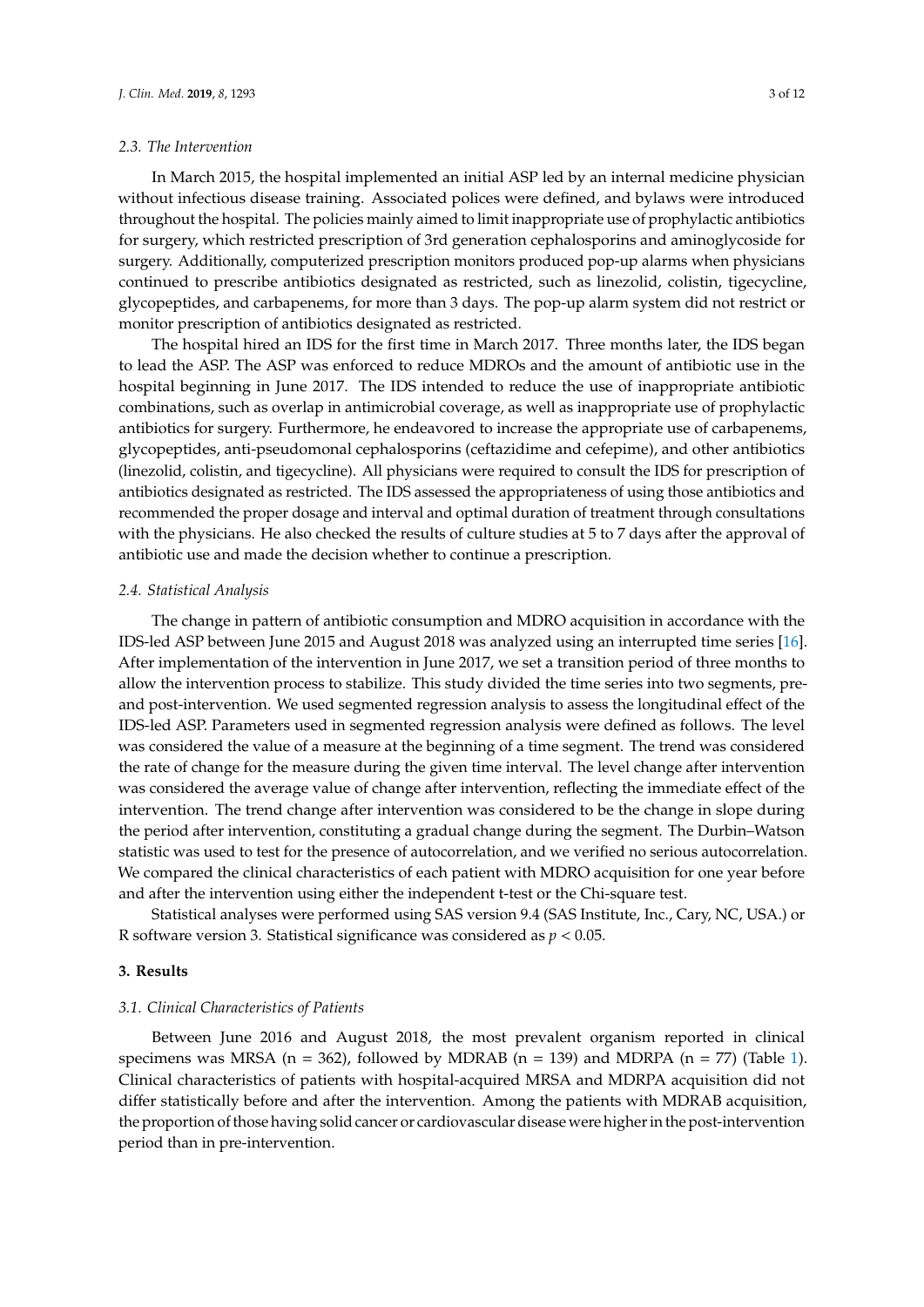### 2.3. The Intervention

In March 2015, the hospital implemented an initial ASP led by an internal medicine physician without infectious disease training. Associated polices were defined, and bylaws were introduced throughout the hospital. The policies mainly aimed to limit inappropriate use of prophylactic antibiotics for surgery, which restricted prescription of 3rd generation cephalosporins and aminoglycoside for surgery. Additionally, computerized prescription monitors produced pop-up alarms when physicians continued to prescribe antibiotics designated as restricted, such as linezolid, colistin, tigecycline, glycopeptides, and carbapenems, for more than 3 days. The pop-up alarm system did not restrict or monitor prescription of antibiotics designated as restricted.

The hospital hired an IDS for the first time in March 2017. Three months later, the IDS began to lead the ASP. The ASP was enforced to reduce MDROs and the amount of antibiotic use in the hospital beginning in June 2017. The IDS intended to reduce the use of inappropriate antibiotic combinations, such as overlap in antimicrobial coverage, as well as inappropriate use of prophylactic antibiotics for surgery. Furthermore, he endeavored to increase the appropriate use of carbapenems, glycopeptides, anti-pseudomonal cephalosporins (ceftazidime and cefepime), and other antibiotics (linezolid, colistin, and tigecycline). All physicians were required to consult the IDS for prescription of antibiotics designated as restricted. The IDS assessed the appropriateness of using those antibiotics and recommended the proper dosage and interval and optimal duration of treatment through consultations with the physicians. He also checked the results of culture studies at 5 to 7 days after the approval of antibiotic use and made the decision whether to continue a prescription.

### 2.4. Statistical Analysis

The change in pattern of antibiotic consumption and MDRO acquisition in accordance with the IDS-led ASP between June 2015 and August 2018 was analyzed using an interrupted time series [16]. After implementation of the intervention in June 2017, we set a transition period of three months to allow the intervention process to stabilize. This study divided the time series into two segments, pre- and post-intervention. We used segmented regression analysis to assess the longitudinal effect of the IDS-led ASP. Parameters used in segmented regression analysis were defined as follows. The level was considered the value of a measure at the beginning of a time segment. The trend was considered the rate of change for the measure during the given time interval. The level change after intervention was considered the average value of change after intervention, reflecting the immediate effect of the intervention. The trend change after intervention was considered to be the change in slope during the period after intervention, constituting a gradual change during the segment. The Durbin–Watson statistic was used to test for the presence of autocorrelation, and we verified no serious autocorrelation. We compared the clinical characteristics of each patient with MDRO acquisition for one year before and after the intervention using either the independent t-test or the Chi-square test.

Statistical analyses were performed using SAS version 9.4 (SAS Institute, Inc., Cary, NC, USA.) or R software version 3. Statistical significance was considered as $p < 0.05$.

## 3. Results

### 3.1. Clinical Characteristics of Patients

Between June 2016 and August 2018, the most prevalent organism reported in clinical specimens was MRSA (n = 362), followed by MDRAB (n = 139) and MDRPA (n = 77) (Table 1). Clinical characteristics of patients with hospital-acquired MRSA and MDRPA acquisition did not differ statistically before and after the intervention. Among the patients with MDRAB acquisition, the proportion of those having solid cancer or cardiovascular disease were higher in the post-intervention period than in pre-intervention.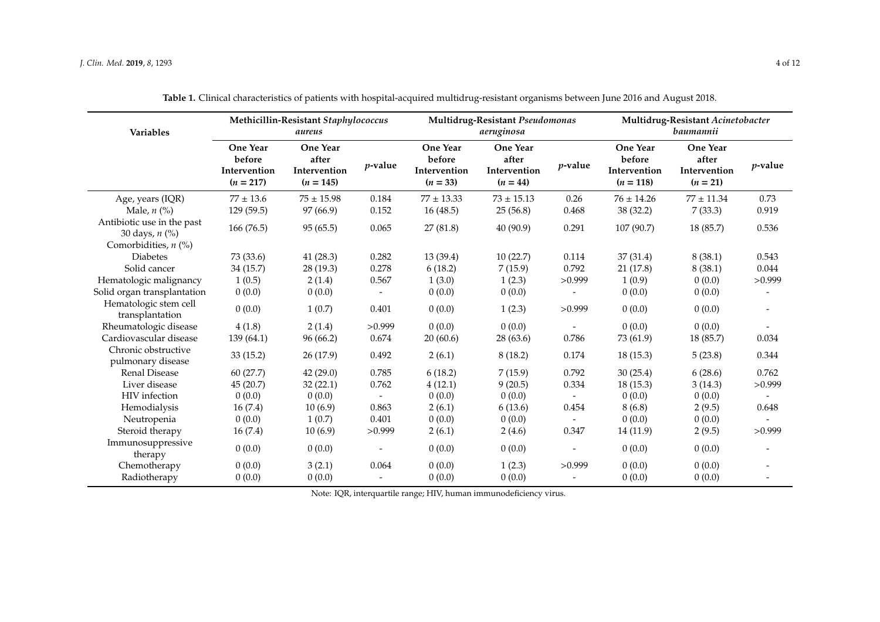**Table 1.** Clinical characteristics of patients with hospital-acquired multidrug-resistant organisms between June 2016 and August 2018.

| Variables | Methicillin-Resistant *Staphylococcus aureus* | | | Multidrug-Resistant *Pseudomonas aeruginosa* | | | Multidrug-Resistant *Acinetobacter baumannii* | | |
|---|---|---|---|---|---|---|---|---|---|
| | One Year before Intervention ($n = 217$) | One Year after Intervention ($n = 145$) | *p*-value | One Year before Intervention ($n = 33$) | One Year after Intervention ($n = 44$) | *p*-value | One Year before Intervention ($n = 118$) | One Year after Intervention ($n = 21$) | *p*-value |
| Age, years (IQR) | 77 ± 13.6 | 75 ± 15.98 | 0.184 | 77 ± 13.33 | 73 ± 15.13 | 0.26 | 76 ± 14.26 | 77 ± 11.34 | 0.73 |
| Male, *n* (%) | 129 (59.5) | 97 (66.9) | 0.152 | 16 (48.5) | 25 (56.8) | 0.468 | 38 (32.2) | 7 (33.3) | 0.919 |
| Antibiotic use in the past 30 days, *n* (%) | 166 (76.5) | 95 (65.5) | 0.065 | 27 (81.8) | 40 (90.9) | 0.291 | 107 (90.7) | 18 (85.7) | 0.536 |
| Comorbidities, *n* (%) | | | | | | | | | |
| Diabetes | 73 (33.6) | 41 (28.3) | 0.282 | 13 (39.4) | 10 (22.7) | 0.114 | 37 (31.4) | 8 (38.1) | 0.543 |
| Solid cancer | 34 (15.7) | 28 (19.3) | 0.278 | 6 (18.2) | 7 (15.9) | 0.792 | 21 (17.8) | 8 (38.1) | 0.044 |
| Hematologic malignancy | 1 (0.5) | 2 (1.4) | 0.567 | 1 (3.0) | 1 (2.3) | >0.999 | 1 (0.9) | 0 (0.0) | >0.999 |
| Solid organ transplantation | 0 (0.0) | 0 (0.0) | - | 0 (0.0) | 0 (0.0) | - | 0 (0.0) | 0 (0.0) | - |
| Hematologic stem cell transplantation | 0 (0.0) | 1 (0.7) | 0.401 | 0 (0.0) | 1 (2.3) | >0.999 | 0 (0.0) | 0 (0.0) | - |
| Rheumatologic disease | 4 (1.8) | 2 (1.4) | >0.999 | 0 (0.0) | 0 (0.0) | - | 0 (0.0) | 0 (0.0) | - |
| Cardiovascular disease | 139 (64.1) | 96 (66.2) | 0.674 | 20 (60.6) | 28 (63.6) | 0.786 | 73 (61.9) | 18 (85.7) | 0.034 |
| Chronic obstructive pulmonary disease | 33 (15.2) | 26 (17.9) | 0.492 | 2 (6.1) | 8 (18.2) | 0.174 | 18 (15.3) | 5 (23.8) | 0.344 |
| Renal Disease | 60 (27.7) | 42 (29.0) | 0.785 | 6 (18.2) | 7 (15.9) | 0.792 | 30 (25.4) | 6 (28.6) | 0.762 |
| Liver disease | 45 (20.7) | 32 (22.1) | 0.762 | 4 (12.1) | 9 (20.5) | 0.334 | 18 (15.3) | 3 (14.3) | >0.999 |
| HIV infection | 0 (0.0) | 0 (0.0) | - | 0 (0.0) | 0 (0.0) | - | 0 (0.0) | 0 (0.0) | - |
| Hemodialysis | 16 (7.4) | 10 (6.9) | 0.863 | 2 (6.1) | 6 (13.6) | 0.454 | 8 (6.8) | 2 (9.5) | 0.648 |
| Neutropenia | 0 (0.0) | 1 (0.7) | 0.401 | 0 (0.0) | 0 (0.0) | - | 0 (0.0) | 0 (0.0) | - |
| Steroid therapy | 16 (7.4) | 10 (6.9) | >0.999 | 2 (6.1) | 2 (4.6) | 0.347 | 14 (11.9) | 2 (9.5) | >0.999 |
| Immunosuppressive therapy | 0 (0.0) | 0 (0.0) | - | 0 (0.0) | 0 (0.0) | - | 0 (0.0) | 0 (0.0) | - |
| Chemotherapy | 0 (0.0) | 3 (2.1) | 0.064 | 0 (0.0) | 1 (2.3) | >0.999 | 0 (0.0) | 0 (0.0) | - |
| Radiotherapy | 0 (0.0) | 0 (0.0) | - | 0 (0.0) | 0 (0.0) | - | 0 (0.0) | 0 (0.0) | - |

Note: IQR, interquartile range; HIV, human immunodeficiency virus.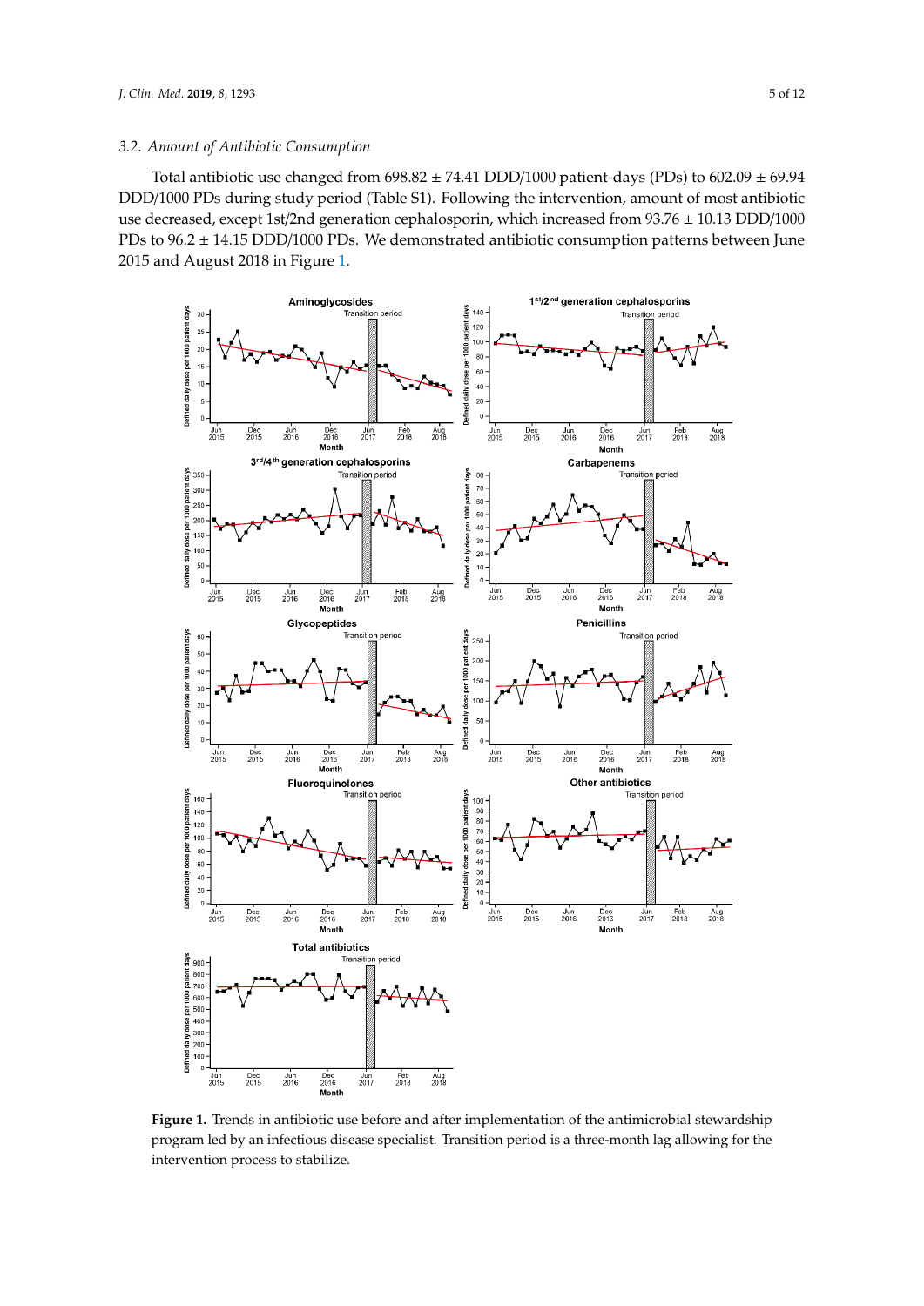### 3.2. Amount of Antibiotic Consumption

Total antibiotic use changed from 698.82 ± 74.41 DDD/1000 patient-days (PDs) to 602.09 ± 69.94 DDD/1000 PDs during study period (Table S1). Following the intervention, amount of most antibiotic use decreased, except 1st/2nd generation cephalosporin, which increased from 93.76 ± 10.13 DDD/1000 PDs to 96.2 ± 14.15 DDD/1000 PDs. We demonstrated antibiotic consumption patterns between June 2015 and August 2018 in Figure 1.

**Figure 1.** Trends in antibiotic use before and after implementation of the antimicrobial stewardship program led by an infectious disease specialist. Transition period is a three-month lag allowing for the intervention process to stabilize.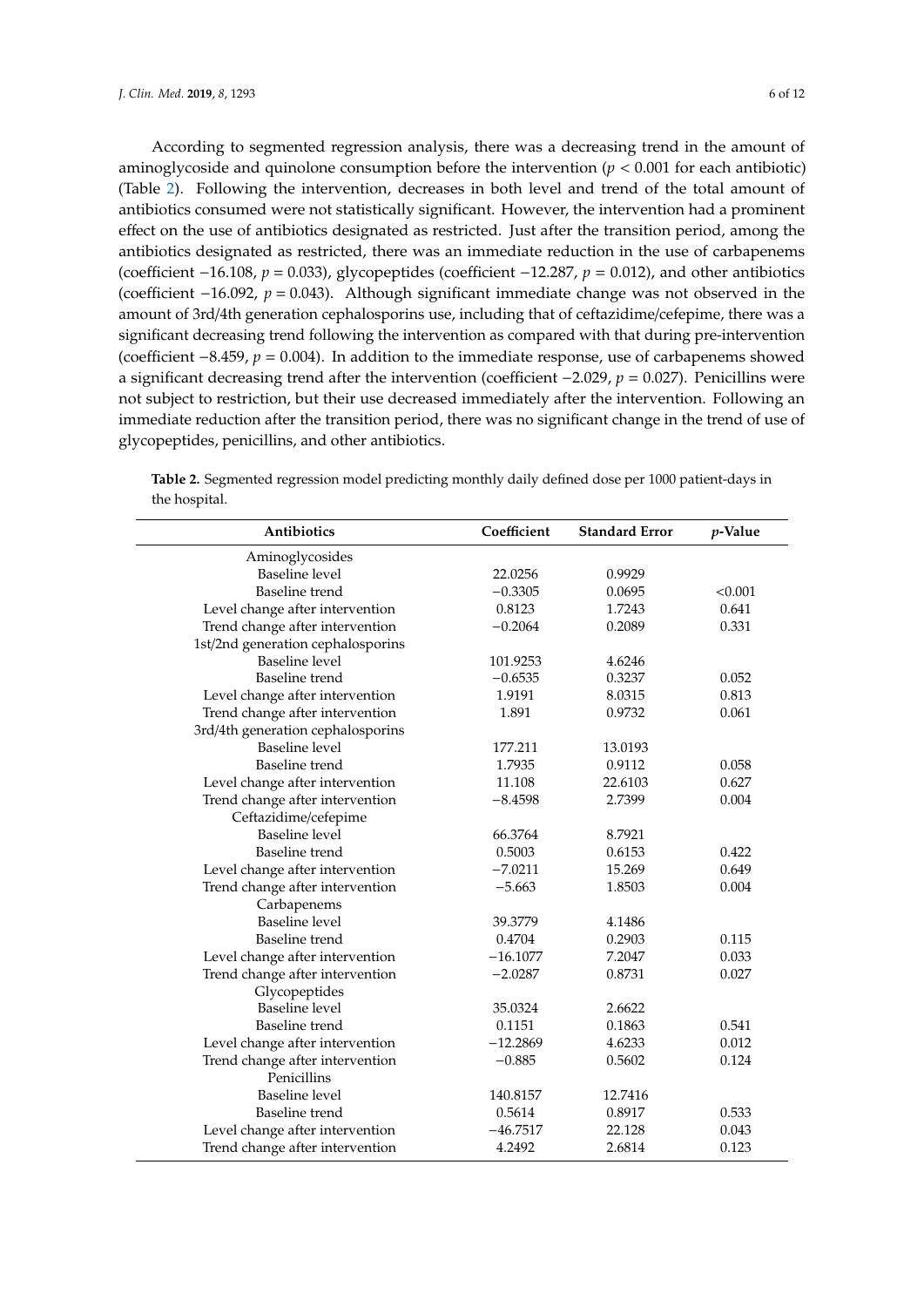According to segmented regression analysis, there was a decreasing trend in the amount of aminoglycoside and quinolone consumption before the intervention ($p < 0.001$ for each antibiotic) (Table 2). Following the intervention, decreases in both level and trend of the total amount of antibiotics consumed were not statistically significant. However, the intervention had a prominent effect on the use of antibiotics designated as restricted. Just after the transition period, among the antibiotics designated as restricted, there was an immediate reduction in the use of carbapenems (coefficient −16.108, $p = 0.033$), glycopeptides (coefficient −12.287, $p = 0.012$), and other antibiotics (coefficient −16.092, $p = 0.043$). Although significant immediate change was not observed in the amount of 3rd/4th generation cephalosporins use, including that of ceftazidime/cefepime, there was a significant decreasing trend following the intervention as compared with that during pre-intervention (coefficient −8.459, $p = 0.004$). In addition to the immediate response, use of carbapenems showed a significant decreasing trend after the intervention (coefficient −2.029, $p = 0.027$). Penicillins were not subject to restriction, but their use decreased immediately after the intervention. Following an immediate reduction after the transition period, there was no significant change in the trend of use of glycopeptides, penicillins, and other antibiotics.

**Table 2.** Segmented regression model predicting monthly daily defined dose per 1000 patient-days in the hospital.

| Antibiotics | Coefficient | Standard Error | *p*-Value |
|---|---|---|---|
| Aminoglycosides | | | |
| Baseline level | 22.0256 | 0.9929 | |
| Baseline trend | −0.3305 | 0.0695 | <0.001 |
| Level change after intervention | 0.8123 | 1.7243 | 0.641 |
| Trend change after intervention | −0.2064 | 0.2089 | 0.331 |
| 1st/2nd generation cephalosporins | | | |
| Baseline level | 101.9253 | 4.6246 | |
| Baseline trend | −0.6535 | 0.3237 | 0.052 |
| Level change after intervention | 1.9191 | 8.0315 | 0.813 |
| Trend change after intervention | 1.891 | 0.9732 | 0.061 |
| 3rd/4th generation cephalosporins | | | |
| Baseline level | 177.211 | 13.0193 | |
| Baseline trend | 1.7935 | 0.9112 | 0.058 |
| Level change after intervention | 11.108 | 22.6103 | 0.627 |
| Trend change after intervention | −8.4598 | 2.7399 | 0.004 |
| Ceftazidime/cefepime | | | |
| Baseline level | 66.3764 | 8.7921 | |
| Baseline trend | 0.5003 | 0.6153 | 0.422 |
| Level change after intervention | −7.0211 | 15.269 | 0.649 |
| Trend change after intervention | −5.663 | 1.8503 | 0.004 |
| Carbapenems | | | |
| Baseline level | 39.3779 | 4.1486 | |
| Baseline trend | 0.4704 | 0.2903 | 0.115 |
| Level change after intervention | −16.1077 | 7.2047 | 0.033 |
| Trend change after intervention | −2.0287 | 0.8731 | 0.027 |
| Glycopeptides | | | |
| Baseline level | 35.0324 | 2.6622 | |
| Baseline trend | 0.1151 | 0.1863 | 0.541 |
| Level change after intervention | −12.2869 | 4.6233 | 0.012 |
| Trend change after intervention | −0.885 | 0.5602 | 0.124 |
| Penicillins | | | |
| Baseline level | 140.8157 | 12.7416 | |
| Baseline trend | 0.5614 | 0.8917 | 0.533 |
| Level change after intervention | −46.7517 | 22.128 | 0.043 |
| Trend change after intervention | 4.2492 | 2.6814 | 0.123 |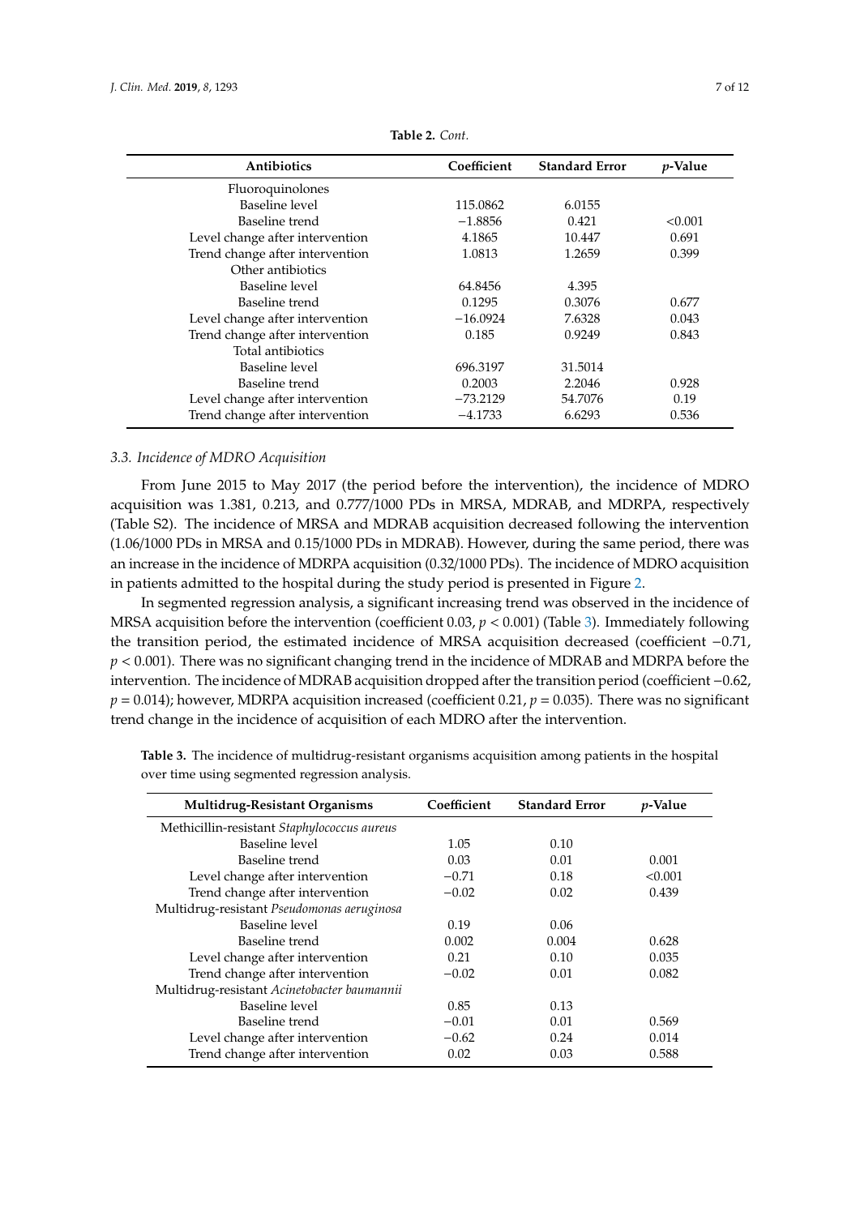**Table 2.** *Cont.*

| Antibiotics | Coefficient | Standard Error | *p*-Value |
|---|---|---|---|
| Fluoroquinolones | | | |
| Baseline level | 115.0862 | 6.0155 | |
| Baseline trend | −1.8856 | 0.421 | <0.001 |
| Level change after intervention | 4.1865 | 10.447 | 0.691 |
| Trend change after intervention | 1.0813 | 1.2659 | 0.399 |
| Other antibiotics | | | |
| Baseline level | 64.8456 | 4.395 | |
| Baseline trend | 0.1295 | 0.3076 | 0.677 |
| Level change after intervention | −16.0924 | 7.6328 | 0.043 |
| Trend change after intervention | 0.185 | 0.9249 | 0.843 |
| Total antibiotics | | | |
| Baseline level | 696.3197 | 31.5014 | |
| Baseline trend | 0.2003 | 2.2046 | 0.928 |
| Level change after intervention | −73.2129 | 54.7076 | 0.19 |
| Trend change after intervention | −4.1733 | 6.6293 | 0.536 |

### *3.3. Incidence of MDRO Acquisition*

From June 2015 to May 2017 (the period before the intervention), the incidence of MDRO acquisition was 1.381, 0.213, and 0.777/1000 PDs in MRSA, MDRAB, and MDRPA, respectively (Table S2). The incidence of MRSA and MDRAB acquisition decreased following the intervention (1.06/1000 PDs in MRSA and 0.15/1000 PDs in MDRAB). However, during the same period, there was an increase in the incidence of MDRPA acquisition (0.32/1000 PDs). The incidence of MDRO acquisition in patients admitted to the hospital during the study period is presented in Figure 2.

In segmented regression analysis, a significant increasing trend was observed in the incidence of MRSA acquisition before the intervention (coefficient 0.03, $p < 0.001$) (Table 3). Immediately following the transition period, the estimated incidence of MRSA acquisition decreased (coefficient −0.71, $p < 0.001$). There was no significant changing trend in the incidence of MDRAB and MDRPA before the intervention. The incidence of MDRAB acquisition dropped after the transition period (coefficient −0.62, $p = 0.014$); however, MDRPA acquisition increased (coefficient 0.21, $p = 0.035$). There was no significant trend change in the incidence of acquisition of each MDRO after the intervention.

**Table 3.** The incidence of multidrug-resistant organisms acquisition among patients in the hospital over time using segmented regression analysis.

| Multidrug-Resistant Organisms | Coefficient | Standard Error | *p*-Value |
|---|---|---|---|
| Methicillin-resistant *Staphylococcus aureus* | | | |
| Baseline level | 1.05 | 0.10 | |
| Baseline trend | 0.03 | 0.01 | 0.001 |
| Level change after intervention | −0.71 | 0.18 | <0.001 |
| Trend change after intervention | −0.02 | 0.02 | 0.439 |
| Multidrug-resistant *Pseudomonas aeruginosa* | | | |
| Baseline level | 0.19 | 0.06 | |
| Baseline trend | 0.002 | 0.004 | 0.628 |
| Level change after intervention | 0.21 | 0.10 | 0.035 |
| Trend change after intervention | −0.02 | 0.01 | 0.082 |
| Multidrug-resistant *Acinetobacter baumannii* | | | |
| Baseline level | 0.85 | 0.13 | |
| Baseline trend | −0.01 | 0.01 | 0.569 |
| Level change after intervention | −0.62 | 0.24 | 0.014 |
| Trend change after intervention | 0.02 | 0.03 | 0.588 |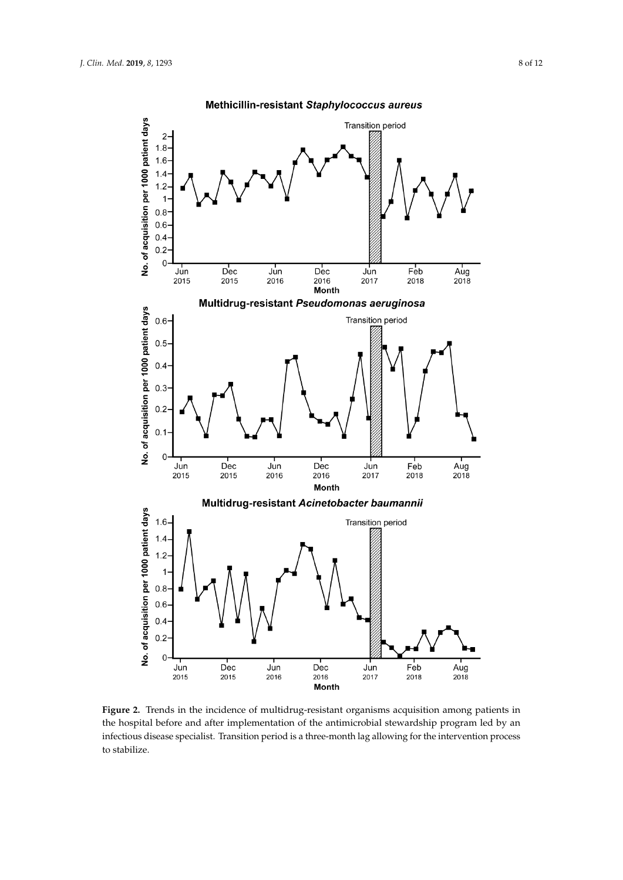**Figure 2.** Trends in the incidence of multidrug-resistant organisms acquisition among patients in the hospital before and after implementation of the antimicrobial stewardship program led by an infectious disease specialist. Transition period is a three-month lag allowing for the intervention process to stabilize.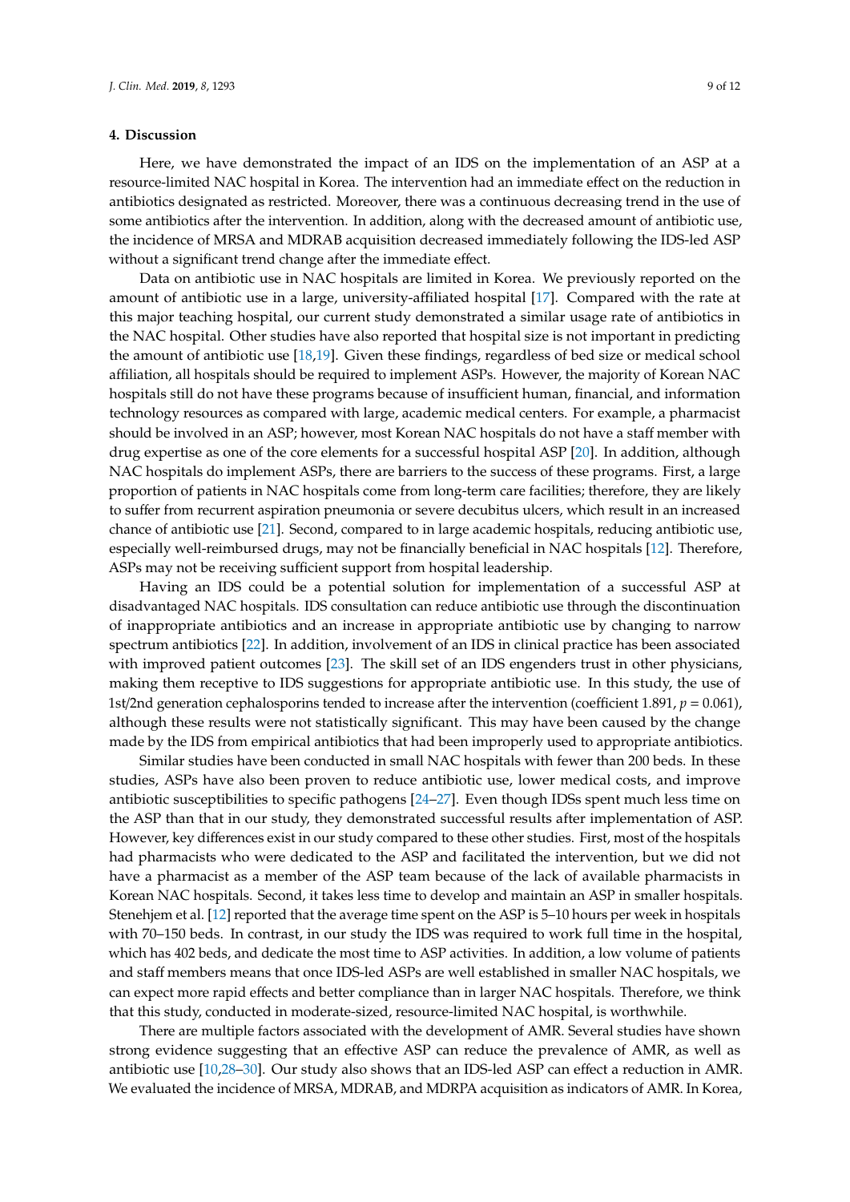## 4. Discussion

Here, we have demonstrated the impact of an IDS on the implementation of an ASP at a resource-limited NAC hospital in Korea. The intervention had an immediate effect on the reduction in antibiotics designated as restricted. Moreover, there was a continuous decreasing trend in the use of some antibiotics after the intervention. In addition, along with the decreased amount of antibiotic use, the incidence of MRSA and MDRAB acquisition decreased immediately following the IDS-led ASP without a significant trend change after the immediate effect.

Data on antibiotic use in NAC hospitals are limited in Korea. We previously reported on the amount of antibiotic use in a large, university-affiliated hospital [17]. Compared with the rate at this major teaching hospital, our current study demonstrated a similar usage rate of antibiotics in the NAC hospital. Other studies have also reported that hospital size is not important in predicting the amount of antibiotic use [18,19]. Given these findings, regardless of bed size or medical school affiliation, all hospitals should be required to implement ASPs. However, the majority of Korean NAC hospitals still do not have these programs because of insufficient human, financial, and information technology resources as compared with large, academic medical centers. For example, a pharmacist should be involved in an ASP; however, most Korean NAC hospitals do not have a staff member with drug expertise as one of the core elements for a successful hospital ASP [20]. In addition, although NAC hospitals do implement ASPs, there are barriers to the success of these programs. First, a large proportion of patients in NAC hospitals come from long-term care facilities; therefore, they are likely to suffer from recurrent aspiration pneumonia or severe decubitus ulcers, which result in an increased chance of antibiotic use [21]. Second, compared to in large academic hospitals, reducing antibiotic use, especially well-reimbursed drugs, may not be financially beneficial in NAC hospitals [12]. Therefore, ASPs may not be receiving sufficient support from hospital leadership.

Having an IDS could be a potential solution for implementation of a successful ASP at disadvantaged NAC hospitals. IDS consultation can reduce antibiotic use through the discontinuation of inappropriate antibiotics and an increase in appropriate antibiotic use by changing to narrow spectrum antibiotics [22]. In addition, involvement of an IDS in clinical practice has been associated with improved patient outcomes [23]. The skill set of an IDS engenders trust in other physicians, making them receptive to IDS suggestions for appropriate antibiotic use. In this study, the use of 1st/2nd generation cephalosporins tended to increase after the intervention (coefficient 1.891, $p = 0.061$), although these results were not statistically significant. This may have been caused by the change made by the IDS from empirical antibiotics that had been improperly used to appropriate antibiotics.

Similar studies have been conducted in small NAC hospitals with fewer than 200 beds. In these studies, ASPs have also been proven to reduce antibiotic use, lower medical costs, and improve antibiotic susceptibilities to specific pathogens [24–27]. Even though IDSs spent much less time on the ASP than that in our study, they demonstrated successful results after implementation of ASP. However, key differences exist in our study compared to these other studies. First, most of the hospitals had pharmacists who were dedicated to the ASP and facilitated the intervention, but we did not have a pharmacist as a member of the ASP team because of the lack of available pharmacists in Korean NAC hospitals. Second, it takes less time to develop and maintain an ASP in smaller hospitals. Stenehjem et al. [12] reported that the average time spent on the ASP is 5–10 hours per week in hospitals with 70–150 beds. In contrast, in our study the IDS was required to work full time in the hospital, which has 402 beds, and dedicate the most time to ASP activities. In addition, a low volume of patients and staff members means that once IDS-led ASPs are well established in smaller NAC hospitals, we can expect more rapid effects and better compliance than in larger NAC hospitals. Therefore, we think that this study, conducted in moderate-sized, resource-limited NAC hospital, is worthwhile.

There are multiple factors associated with the development of AMR. Several studies have shown strong evidence suggesting that an effective ASP can reduce the prevalence of AMR, as well as antibiotic use [10,28–30]. Our study also shows that an IDS-led ASP can effect a reduction in AMR. We evaluated the incidence of MRSA, MDRAB, and MDRPA acquisition as indicators of AMR. In Korea,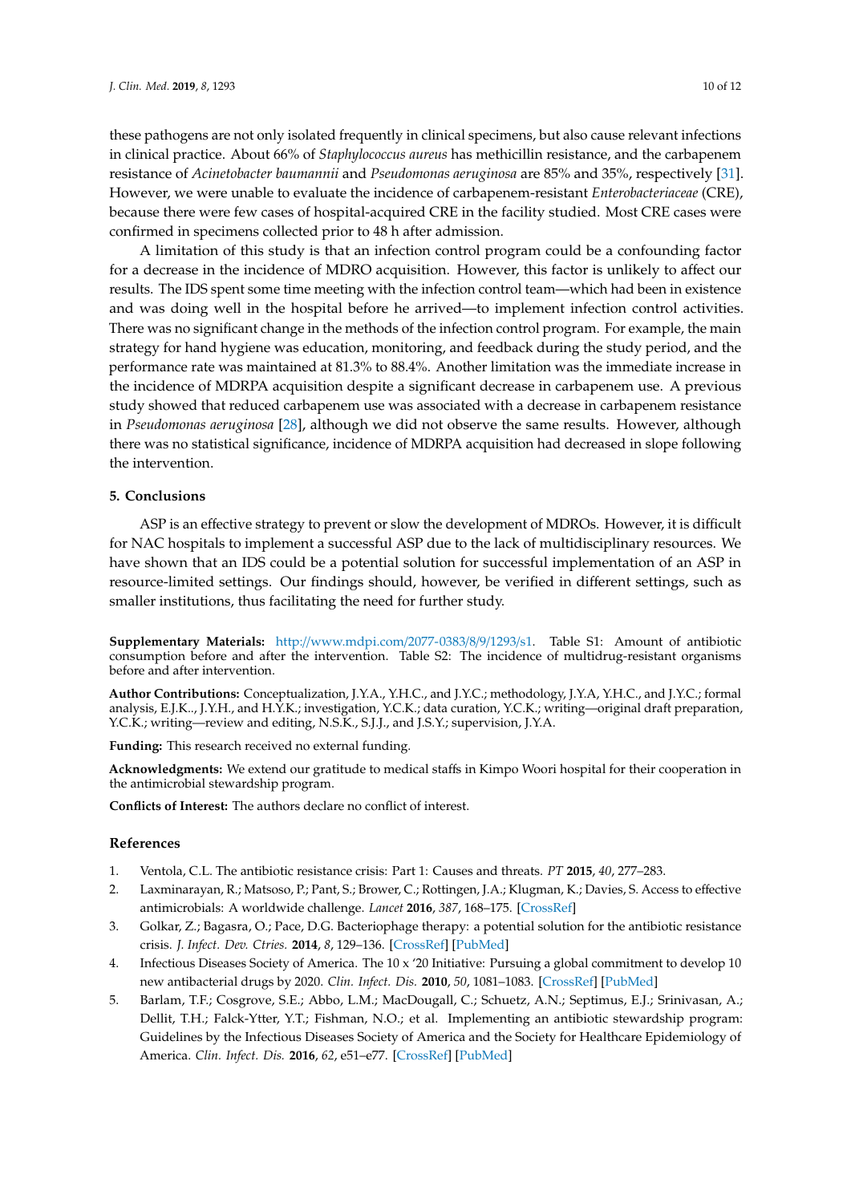these pathogens are not only isolated frequently in clinical specimens, but also cause relevant infections in clinical practice. About 66% of *Staphylococcus aureus* has methicillin resistance, and the carbapenem resistance of *Acinetobacter baumannii* and *Pseudomonas aeruginosa* are 85% and 35%, respectively [31]. However, we were unable to evaluate the incidence of carbapenem-resistant *Enterobacteriaceae* (CRE), because there were few cases of hospital-acquired CRE in the facility studied. Most CRE cases were confirmed in specimens collected prior to 48 h after admission.

A limitation of this study is that an infection control program could be a confounding factor for a decrease in the incidence of MDRO acquisition. However, this factor is unlikely to affect our results. The IDS spent some time meeting with the infection control team—which had been in existence and was doing well in the hospital before he arrived—to implement infection control activities. There was no significant change in the methods of the infection control program. For example, the main strategy for hand hygiene was education, monitoring, and feedback during the study period, and the performance rate was maintained at 81.3% to 88.4%. Another limitation was the immediate increase in the incidence of MDRPA acquisition despite a significant decrease in carbapenem use. A previous study showed that reduced carbapenem use was associated with a decrease in carbapenem resistance in *Pseudomonas aeruginosa* [28], although we did not observe the same results. However, although there was no statistical significance, incidence of MDRPA acquisition had decreased in slope following the intervention.

## 5. Conclusions

ASP is an effective strategy to prevent or slow the development of MDROs. However, it is difficult for NAC hospitals to implement a successful ASP due to the lack of multidisciplinary resources. We have shown that an IDS could be a potential solution for successful implementation of an ASP in resource-limited settings. Our findings should, however, be verified in different settings, such as smaller institutions, thus facilitating the need for further study.

**Supplementary Materials:** http://www.mdpi.com/2077-0383/8/9/1293/s1. Table S1: Amount of antibiotic consumption before and after the intervention. Table S2: The incidence of multidrug-resistant organisms before and after intervention.

**Author Contributions:** Conceptualization, J.Y.A., Y.H.C., and J.Y.C.; methodology, J.Y.A, Y.H.C., and J.Y.C.; formal analysis, E.J.K.., J.Y.H., and H.Y.K.; investigation, Y.C.K.; data curation, Y.C.K.; writing—original draft preparation, Y.C.K.; writing—review and editing, N.S.K., S.J.J., and J.S.Y.; supervision, J.Y.A.

**Funding:** This research received no external funding.

**Acknowledgments:** We extend our gratitude to medical staffs in Kimpo Woori hospital for their cooperation in the antimicrobial stewardship program.

**Conflicts of Interest:** The authors declare no conflict of interest.

## References

1. Ventola, C.L. The antibiotic resistance crisis: Part 1: Causes and threats. *PT* **2015**, *40*, 277–283.
2. Laxminarayan, R.; Matsoso, P.; Pant, S.; Brower, C.; Rottingen, J.A.; Klugman, K.; Davies, S. Access to effective antimicrobials: A worldwide challenge. *Lancet* **2016**, *387*, 168–175. [CrossRef]
3. Golkar, Z.; Bagasra, O.; Pace, D.G. Bacteriophage therapy: a potential solution for the antibiotic resistance crisis. *J. Infect. Dev. Ctries.* **2014**, *8*, 129–136. [CrossRef] [PubMed]
4. Infectious Diseases Society of America. The 10 x '20 Initiative: Pursuing a global commitment to develop 10 new antibacterial drugs by 2020. *Clin. Infect. Dis.* **2010**, *50*, 1081–1083. [CrossRef] [PubMed]
5. Barlam, T.F.; Cosgrove, S.E.; Abbo, L.M.; MacDougall, C.; Schuetz, A.N.; Septimus, E.J.; Srinivasan, A.; Dellit, T.H.; Falck-Ytter, Y.T.; Fishman, N.O.; et al. Implementing an antibiotic stewardship program: Guidelines by the Infectious Diseases Society of America and the Society for Healthcare Epidemiology of America. *Clin. Infect. Dis.* **2016**, *62*, e51–e77. [CrossRef] [PubMed]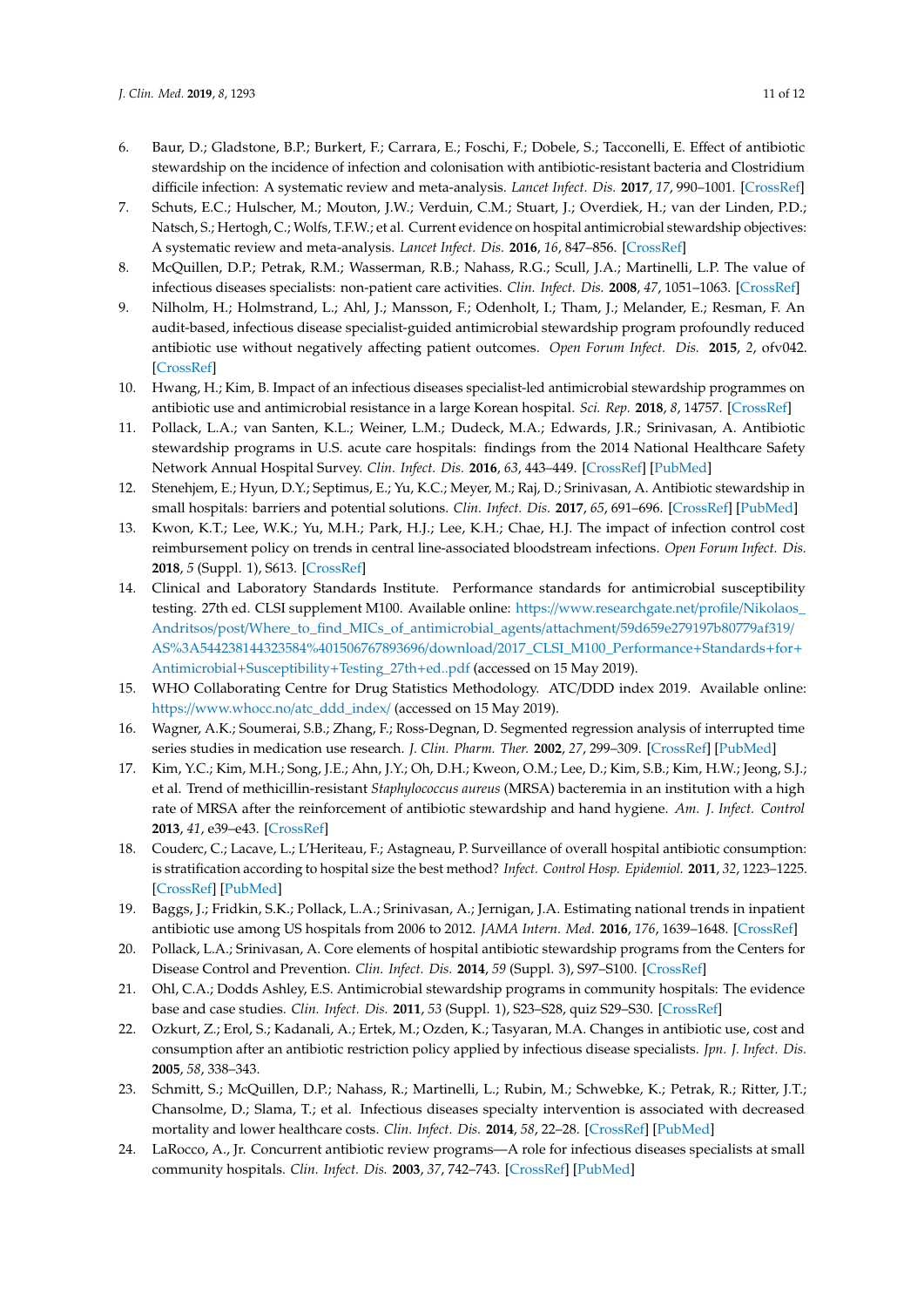6. Baur, D.; Gladstone, B.P.; Burkert, F.; Carrara, E.; Foschi, F.; Dobele, S.; Tacconelli, E. Effect of antibiotic stewardship on the incidence of infection and colonisation with antibiotic-resistant bacteria and Clostridium difficile infection: A systematic review and meta-analysis. *Lancet Infect. Dis.* **2017**, *17*, 990–1001. [CrossRef]
7. Schuts, E.C.; Hulscher, M.; Mouton, J.W.; Verduin, C.M.; Stuart, J.; Overdiek, H.; van der Linden, P.D.; Natsch, S.; Hertogh, C.; Wolfs, T.F.W.; et al. Current evidence on hospital antimicrobial stewardship objectives: A systematic review and meta-analysis. *Lancet Infect. Dis.* **2016**, *16*, 847–856. [CrossRef]
8. McQuillen, D.P.; Petrak, R.M.; Wasserman, R.B.; Nahass, R.G.; Scull, J.A.; Martinelli, L.P. The value of infectious diseases specialists: non-patient care activities. *Clin. Infect. Dis.* **2008**, *47*, 1051–1063. [CrossRef]
9. Nilholm, H.; Holmstrand, L.; Ahl, J.; Mansson, F.; Odenholt, I.; Tham, J.; Melander, E.; Resman, F. An audit-based, infectious disease specialist-guided antimicrobial stewardship program profoundly reduced antibiotic use without negatively affecting patient outcomes. *Open Forum Infect. Dis.* **2015**, *2*, ofv042. [CrossRef]
10. Hwang, H.; Kim, B. Impact of an infectious diseases specialist-led antimicrobial stewardship programmes on antibiotic use and antimicrobial resistance in a large Korean hospital. *Sci. Rep.* **2018**, *8*, 14757. [CrossRef]
11. Pollack, L.A.; van Santen, K.L.; Weiner, L.M.; Dudeck, M.A.; Edwards, J.R.; Srinivasan, A. Antibiotic stewardship programs in U.S. acute care hospitals: findings from the 2014 National Healthcare Safety Network Annual Hospital Survey. *Clin. Infect. Dis.* **2016**, *63*, 443–449. [CrossRef] [PubMed]
12. Stenehjem, E.; Hyun, D.Y.; Septimus, E.; Yu, K.C.; Meyer, M.; Raj, D.; Srinivasan, A. Antibiotic stewardship in small hospitals: barriers and potential solutions. *Clin. Infect. Dis.* **2017**, *65*, 691–696. [CrossRef] [PubMed]
13. Kwon, K.T.; Lee, W.K.; Yu, M.H.; Park, H.J.; Lee, K.H.; Chae, H.J. The impact of infection control cost reimbursement policy on trends in central line-associated bloodstream infections. *Open Forum Infect. Dis.* **2018**, *5* (Suppl. 1), S613. [CrossRef]
14. Clinical and Laboratory Standards Institute. Performance standards for antimicrobial susceptibility testing. 27th ed. CLSI supplement M100. Available online: https://www.researchgate.net/profile/Nikolaos_Andritsos/post/Where_to_find_MICs_of_antimicrobial_agents/attachment/59d659e279197b80779af319/AS%3A544238144323584%401506767893696/download/2017_CLSI_M100_Performance+Standards+for+Antimicrobial+Susceptibility+Testing_27th+ed..pdf (accessed on 15 May 2019).
15. WHO Collaborating Centre for Drug Statistics Methodology. ATC/DDD index 2019. Available online: https://www.whocc.no/atc_ddd_index/ (accessed on 15 May 2019).
16. Wagner, A.K.; Soumerai, S.B.; Zhang, F.; Ross-Degnan, D. Segmented regression analysis of interrupted time series studies in medication use research. *J. Clin. Pharm. Ther.* **2002**, *27*, 299–309. [CrossRef] [PubMed]
17. Kim, Y.C.; Kim, M.H.; Song, J.E.; Ahn, J.Y.; Oh, D.H.; Kweon, O.M.; Lee, D.; Kim, S.B.; Kim, H.W.; Jeong, S.J.; et al. Trend of methicillin-resistant *Staphylococcus aureus* (MRSA) bacteremia in an institution with a high rate of MRSA after the reinforcement of antibiotic stewardship and hand hygiene. *Am. J. Infect. Control* **2013**, *41*, e39–e43. [CrossRef]
18. Couderc, C.; Lacave, L.; L'Heriteau, F.; Astagneau, P. Surveillance of overall hospital antibiotic consumption: is stratification according to hospital size the best method? *Infect. Control Hosp. Epidemiol.* **2011**, *32*, 1223–1225. [CrossRef] [PubMed]
19. Baggs, J.; Fridkin, S.K.; Pollack, L.A.; Srinivasan, A.; Jernigan, J.A. Estimating national trends in inpatient antibiotic use among US hospitals from 2006 to 2012. *JAMA Intern. Med.* **2016**, *176*, 1639–1648. [CrossRef]
20. Pollack, L.A.; Srinivasan, A. Core elements of hospital antibiotic stewardship programs from the Centers for Disease Control and Prevention. *Clin. Infect. Dis.* **2014**, *59* (Suppl. 3), S97–S100. [CrossRef]
21. Ohl, C.A.; Dodds Ashley, E.S. Antimicrobial stewardship programs in community hospitals: The evidence base and case studies. *Clin. Infect. Dis.* **2011**, *53* (Suppl. 1), S23–S28, quiz S29–S30. [CrossRef]
22. Ozkurt, Z.; Erol, S.; Kadanali, A.; Ertek, M.; Ozden, K.; Tasyaran, M.A. Changes in antibiotic use, cost and consumption after an antibiotic restriction policy applied by infectious disease specialists. *Jpn. J. Infect. Dis.* **2005**, *58*, 338–343.
23. Schmitt, S.; McQuillen, D.P.; Nahass, R.; Martinelli, L.; Rubin, M.; Schwebke, K.; Petrak, R.; Ritter, J.T.; Chansolme, D.; Slama, T.; et al. Infectious diseases specialty intervention is associated with decreased mortality and lower healthcare costs. *Clin. Infect. Dis.* **2014**, *58*, 22–28. [CrossRef] [PubMed]
24. LaRocco, A., Jr. Concurrent antibiotic review programs—A role for infectious diseases specialists at small community hospitals. *Clin. Infect. Dis.* **2003**, *37*, 742–743. [CrossRef] [PubMed]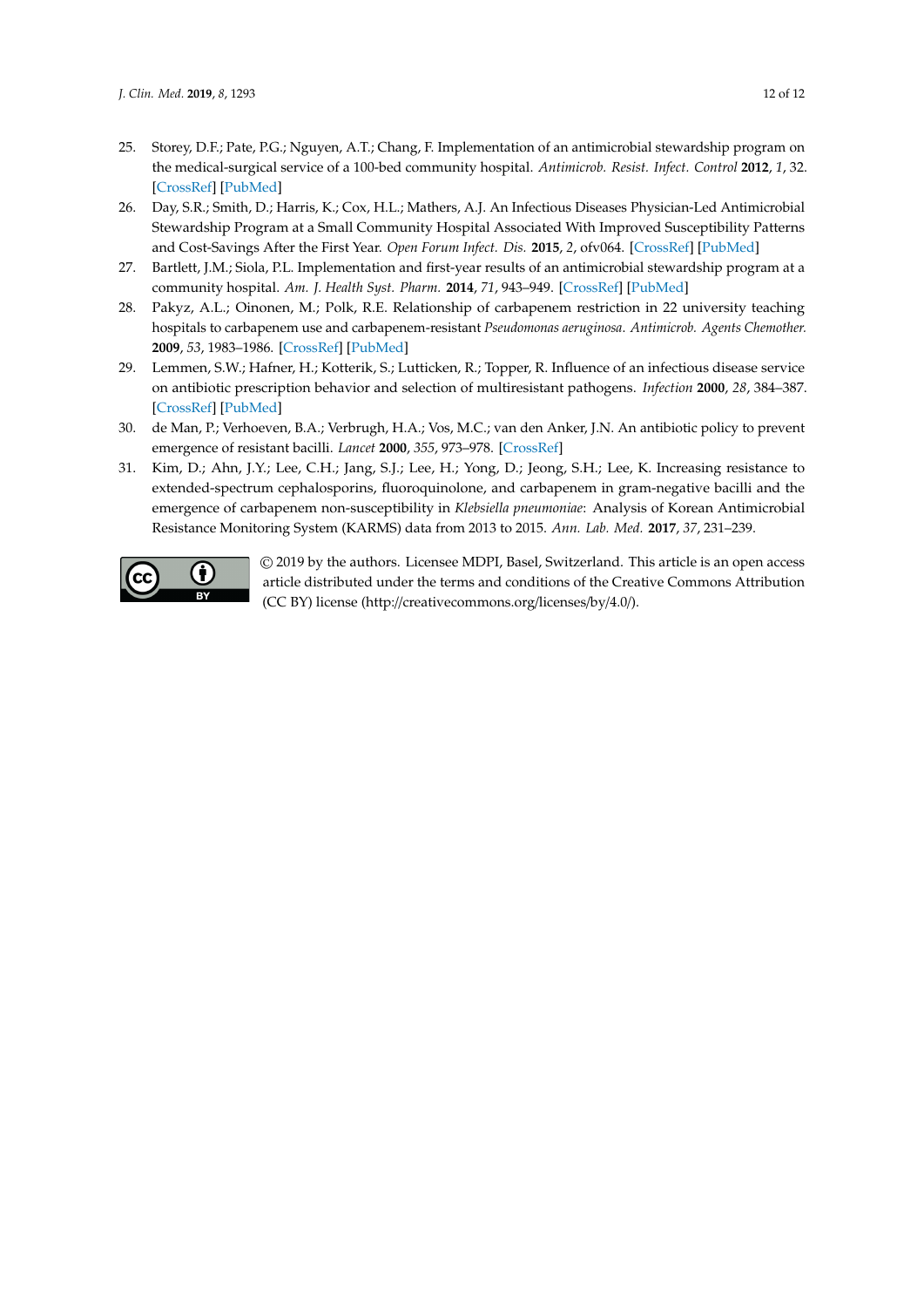25. Storey, D.F.; Pate, P.G.; Nguyen, A.T.; Chang, F. Implementation of an antimicrobial stewardship program on the medical-surgical service of a 100-bed community hospital. *Antimicrob. Resist. Infect. Control* **2012**, *1*, 32. [CrossRef] [PubMed]
26. Day, S.R.; Smith, D.; Harris, K.; Cox, H.L.; Mathers, A.J. An Infectious Diseases Physician-Led Antimicrobial Stewardship Program at a Small Community Hospital Associated With Improved Susceptibility Patterns and Cost-Savings After the First Year. *Open Forum Infect. Dis.* **2015**, *2*, ofv064. [CrossRef] [PubMed]
27. Bartlett, J.M.; Siola, P.L. Implementation and first-year results of an antimicrobial stewardship program at a community hospital. *Am. J. Health Syst. Pharm.* **2014**, *71*, 943–949. [CrossRef] [PubMed]
28. Pakyz, A.L.; Oinonen, M.; Polk, R.E. Relationship of carbapenem restriction in 22 university teaching hospitals to carbapenem use and carbapenem-resistant *Pseudomonas aeruginosa*. *Antimicrob. Agents Chemother.* **2009**, *53*, 1983–1986. [CrossRef] [PubMed]
29. Lemmen, S.W.; Hafner, H.; Kotterik, S.; Lutticken, R.; Topper, R. Influence of an infectious disease service on antibiotic prescription behavior and selection of multiresistant pathogens. *Infection* **2000**, *28*, 384–387. [CrossRef] [PubMed]
30. de Man, P.; Verhoeven, B.A.; Verbrugh, H.A.; Vos, M.C.; van den Anker, J.N. An antibiotic policy to prevent emergence of resistant bacilli. *Lancet* **2000**, *355*, 973–978. [CrossRef]
31. Kim, D.; Ahn, J.Y.; Lee, C.H.; Jang, S.J.; Lee, H.; Yong, D.; Jeong, S.H.; Lee, K. Increasing resistance to extended-spectrum cephalosporins, fluoroquinolone, and carbapenem in gram-negative bacilli and the emergence of carbapenem non-susceptibility in *Klebsiella pneumoniae*: Analysis of Korean Antimicrobial Resistance Monitoring System (KARMS) data from 2013 to 2015. *Ann. Lab. Med.* **2017**, *37*, 231–239.

© 2019 by the authors. Licensee MDPI, Basel, Switzerland. This article is an open access article distributed under the terms and conditions of the Creative Commons Attribution (CC BY) license (http://creativecommons.org/licenses/by/4.0/).